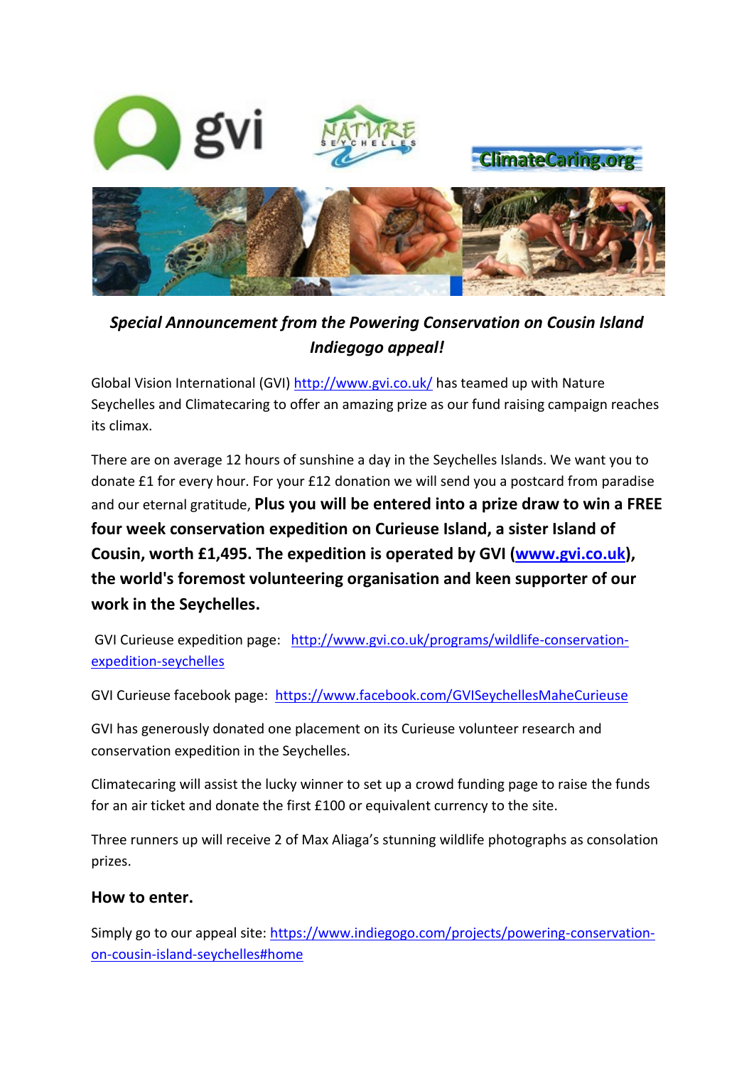***Special Announcement from the Powering Conservation on Cousin Island Indiegogo appeal!***

Global Vision International (GVI) http://www.gvi.co.uk/ has teamed up with Nature Seychelles and Climatecaring to offer an amazing prize as our fund raising campaign reaches its climax.

There are on average 12 hours of sunshine a day in the Seychelles Islands. We want you to donate £1 for every hour. For your £12 donation we will send you a postcard from paradise and our eternal gratitude, **Plus you will be entered into a prize draw to win a FREE four week conservation expedition on Curieuse Island, a sister Island of Cousin, worth £1,495. The expedition is operated by GVI (www.gvi.co.uk), the world's foremost volunteering organisation and keen supporter of our work in the Seychelles.**

GVI Curieuse expedition page: http://www.gvi.co.uk/programs/wildlife-conservation-expedition-seychelles

GVI Curieuse facebook page: https://www.facebook.com/GVISeychellesMaheCurieuse

GVI has generously donated one placement on its Curieuse volunteer research and conservation expedition in the Seychelles.

Climatecaring will assist the lucky winner to set up a crowd funding page to raise the funds for an air ticket and donate the first £100 or equivalent currency to the site.

Three runners up will receive 2 of Max Aliaga's stunning wildlife photographs as consolation prizes.

### How to enter.

Simply go to our appeal site: https://www.indiegogo.com/projects/powering-conservation-on-cousin-island-seychelles#home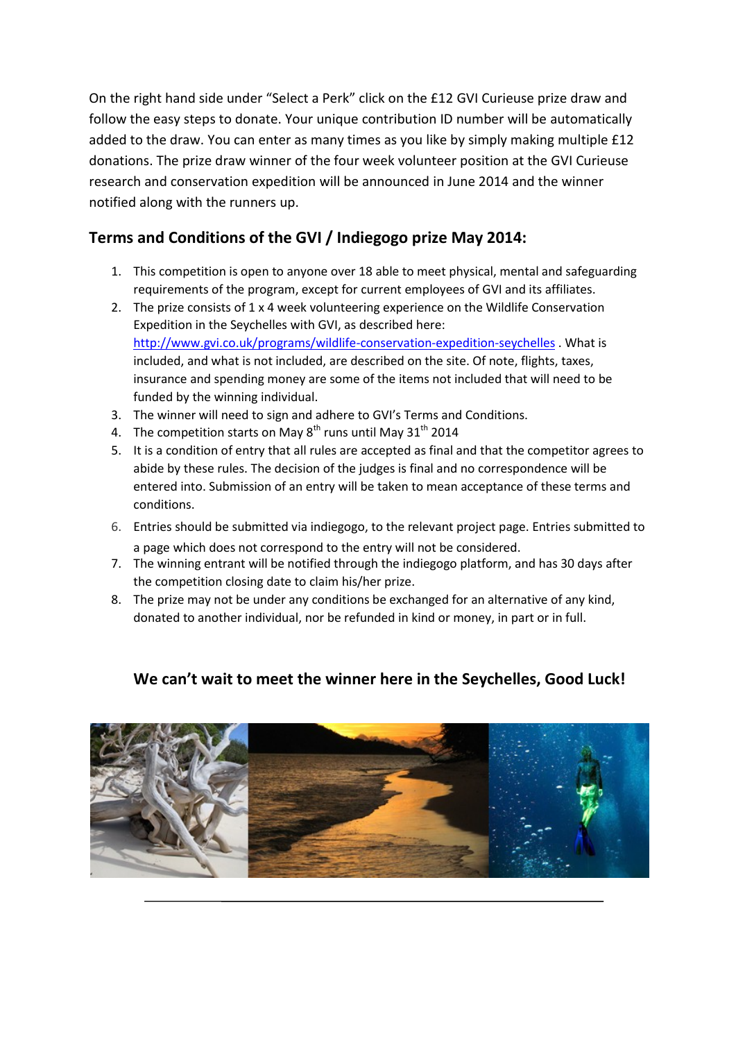On the right hand side under "Select a Perk" click on the £12 GVI Curieuse prize draw and follow the easy steps to donate. Your unique contribution ID number will be automatically added to the draw. You can enter as many times as you like by simply making multiple £12 donations. The prize draw winner of the four week volunteer position at the GVI Curieuse research and conservation expedition will be announced in June 2014 and the winner notified along with the runners up.

## Terms and Conditions of the GVI / Indiegogo prize May 2014:

1. This competition is open to anyone over 18 able to meet physical, mental and safeguarding requirements of the program, except for current employees of GVI and its affiliates.
2. The prize consists of 1 x 4 week volunteering experience on the Wildlife Conservation Expedition in the Seychelles with GVI, as described here: http://www.gvi.co.uk/programs/wildlife-conservation-expedition-seychelles . What is included, and what is not included, are described on the site. Of note, flights, taxes, insurance and spending money are some of the items not included that will need to be funded by the winning individual.
3. The winner will need to sign and adhere to GVI's Terms and Conditions.
4. The competition starts on May 8th runs until May 31st 2014
5. It is a condition of entry that all rules are accepted as final and that the competitor agrees to abide by these rules. The decision of the judges is final and no correspondence will be entered into. Submission of an entry will be taken to mean acceptance of these terms and conditions.
6. Entries should be submitted via indiegogo, to the relevant project page. Entries submitted to a page which does not correspond to the entry will not be considered.
7. The winning entrant will be notified through the indiegogo platform, and has 30 days after the competition closing date to claim his/her prize.
8. The prize may not be under any conditions be exchanged for an alternative of any kind, donated to another individual, nor be refunded in kind or money, in part or in full.

### We can't wait to meet the winner here in the Seychelles, Good Luck!